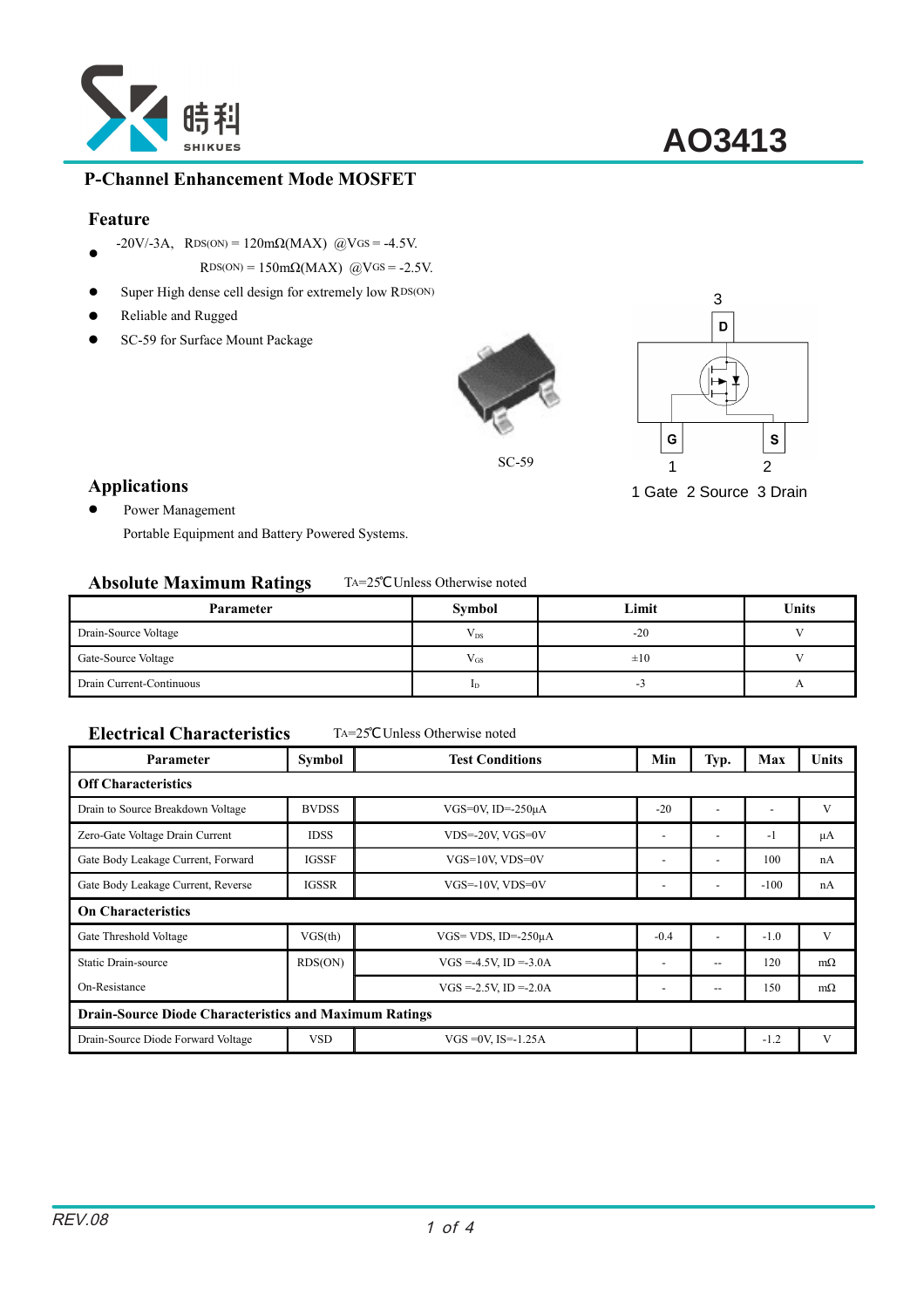# AO3413

## P-Channel Enhancement Mode MOSFET

### Feature

- -20V/-3A, $R_{DS(ON)}$ = 120mΩ(MAX) @$V_{GS}$ = -4.5V.
  $R_{DS(ON)}$ = 150mΩ(MAX) @$V_{GS}$ = -2.5V.
- Super High dense cell design for extremely low $R_{DS(ON)}$
- Reliable and Rugged
- SC-59 for Surface Mount Package

SC-59

1 Gate 2 Source 3 Drain

### Applications

- Power Management
  Portable Equipment and Battery Powered Systems.

### Absolute Maximum Ratings

$T_A$=25℃Unless Otherwise noted

| Parameter | Symbol | Limit | Units |
|---|---|---|---|
| Drain-Source Voltage | $V_{DS}$ | -20 | V |
| Gate-Source Voltage | $V_{GS}$ | ±10 | V |
| Drain Current-Continuous | $I_D$ | -3 | A |

### Electrical Characteristics

$T_A$=25℃Unless Otherwise noted

| Parameter | Symbol | Test Conditions | Min | Typ. | Max | Units |
|---|---|---|---|---|---|---|
| **Off Characteristics** | | | | | | |
| Drain to Source Breakdown Voltage | BVDSS | VGS=0V, ID=-250μA | -20 | - | - | V |
| Zero-Gate Voltage Drain Current | IDSS | VDS=-20V, VGS=0V | - | - | -1 | μA |
| Gate Body Leakage Current, Forward | IGSSF | VGS=10V, VDS=0V | - | - | 100 | nA |
| Gate Body Leakage Current, Reverse | IGSSR | VGS=-10V, VDS=0V | - | - | -100 | nA |
| **On Characteristics** | | | | | | |
| Gate Threshold Voltage | VGS(th) | VGS= VDS, ID=-250μA | -0.4 | - | -1.0 | V |
| Static Drain-source On-Resistance | RDS(ON) | VGS =-4.5V, ID =-3.0A | - | -- | 120 | mΩ |
| | | VGS =-2.5V, ID =-2.0A | - | -- | 150 | mΩ |
| **Drain-Source Diode Characteristics and Maximum Ratings** | | | | | | |
| Drain-Source Diode Forward Voltage | VSD | VGS =0V, IS=-1.25A | | | -1.2 | V |

REV.08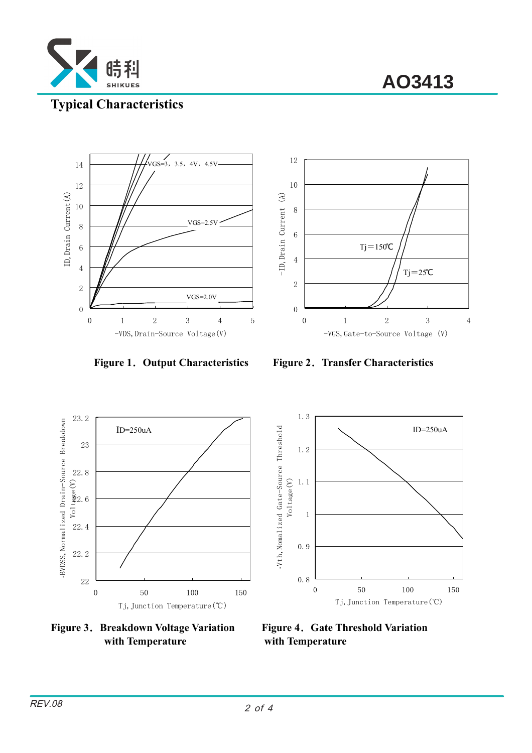## Typical Characteristics

**Figure 1．Output Characteristics**

**Figure 2．Transfer Characteristics**

**Figure 3．Breakdown Voltage Variation with Temperature**

**Figure 4．Gate Threshold Variation with Temperature**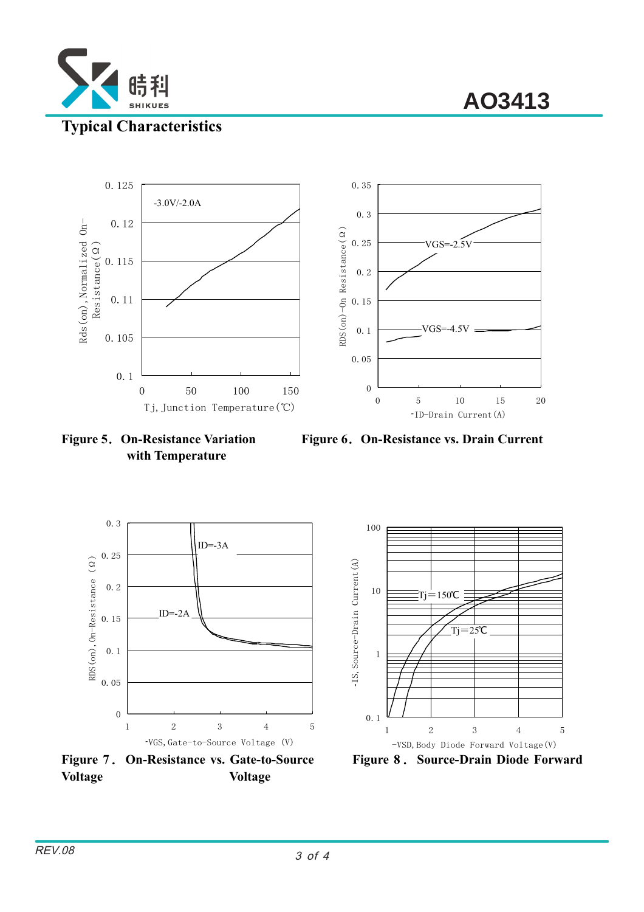## Typical Characteristics

0. 125

-3.0V/-2.0A

0. 12

0. 115

0. 11

0. 105

0. 1

0 50 100 150

Rds(on), Normalized On-Resistance(Ω)

Tj, Junction Temperature(℃)

0. 35

0. 3

0. 25

0. 2

0. 15

0. 1

0. 05

0

0 5 10 15 20

VGS=-2.5V

VGS=-4.5V

RDS(on)-On Resistance(Ω)

-ID-Drain Current(A)

**Figure 5．On-Resistance Variation with Temperature**

**Figure 6．On-Resistance vs. Drain Current**

0. 3

0. 25

0. 2

0. 15

0. 1

0. 05

0

1 2 3 4 5

ID=-3A

ID=-2A

RDS(on), On-Resistance (Ω)

-VGS, Gate-to-Source Voltage (V)

100

10

1

0. 1

1 2 3 4 5

Tj=150℃

Tj=25℃

-IS, Source-Drain Current(A)

-VSD, Body Diode Forward Voltage(V)

**Figure 7． On-Resistance vs. Gate-to-Source Voltage**

**Figure 8． Source-Drain Diode Forward Voltage**

REV.08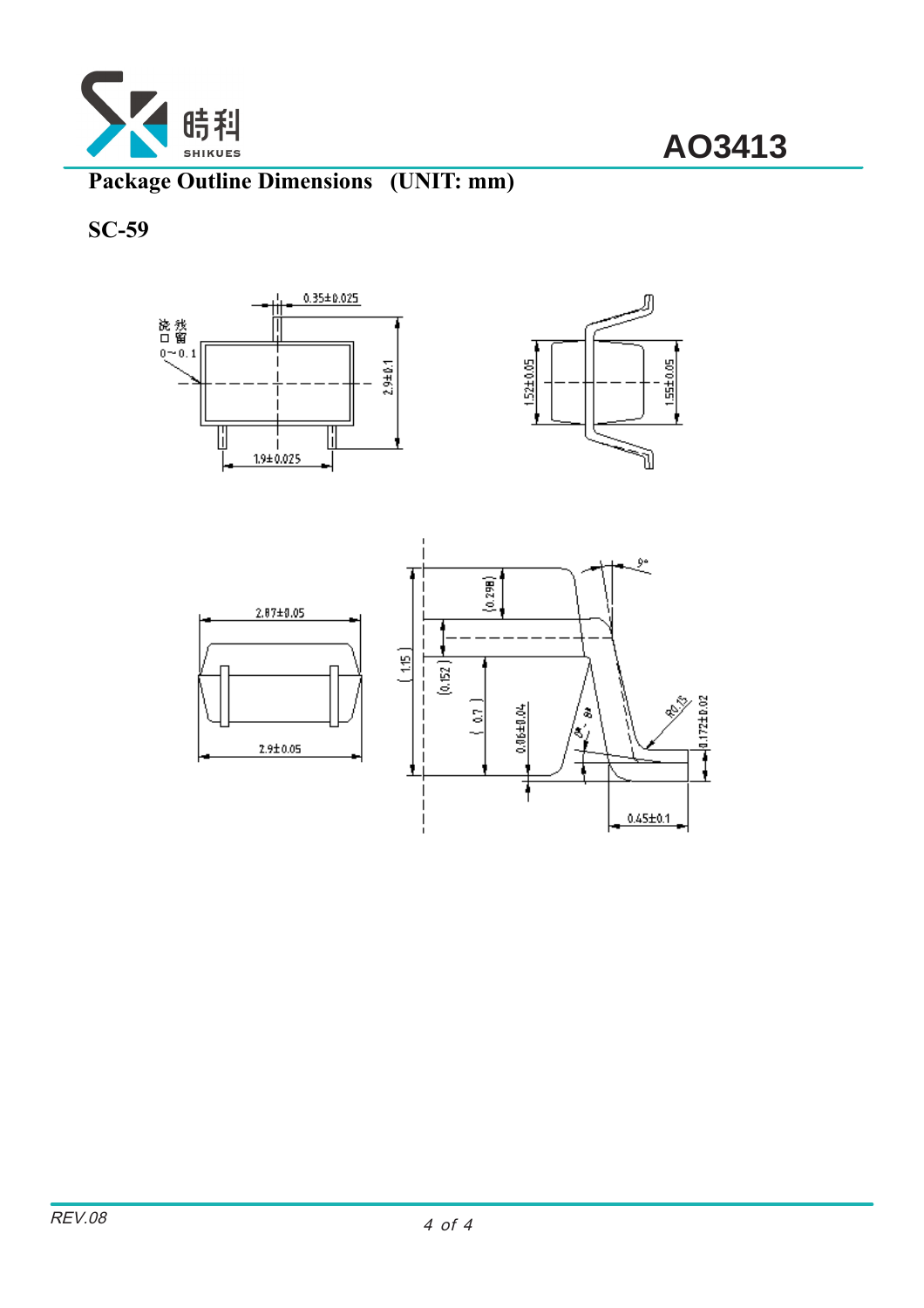## Package Outline Dimensions (UNIT: mm)

### SC-59

浇口残留 0~0.1

0.35±0.025

2.9±0.1

1.9±0.025

1.52±0.05

1.55±0.05

2.87±0.05

2.9±0.05

(0.298)

(1.15)

(0.152)

(0.7)

0.06±0.04

0°~8°

9°

R0.15

0.172±0.02

0.45±0.1